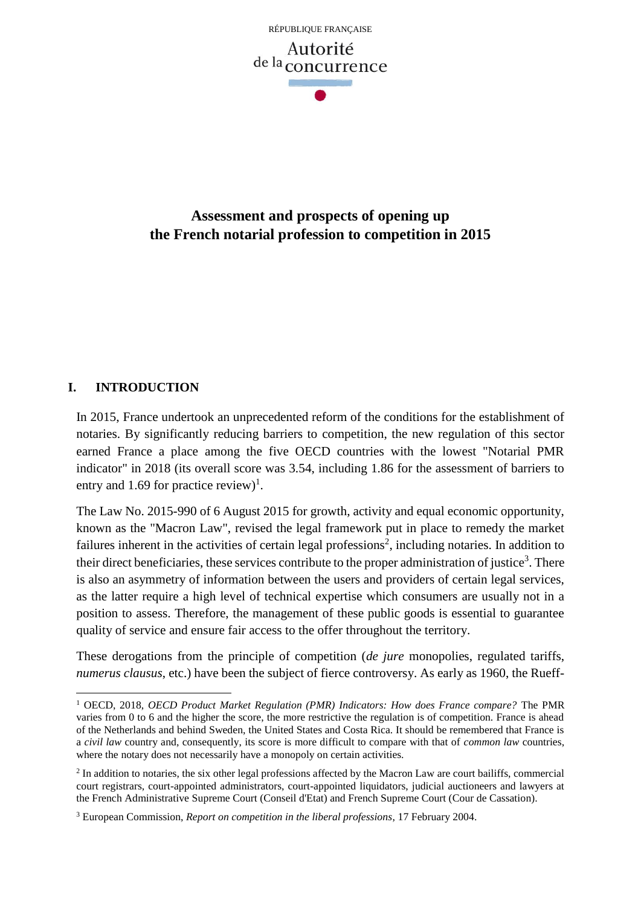RÉPUBLIQUE FRANÇAISE

Autorité de la concurrence

# Assessment and prospects of opening up the French notarial profession to competition in 2015

## I. INTRODUCTION

In 2015, France undertook an unprecedented reform of the conditions for the establishment of notaries. By significantly reducing barriers to competition, the new regulation of this sector earned France a place among the five OECD countries with the lowest "Notarial PMR indicator" in 2018 (its overall score was 3.54, including 1.86 for the assessment of barriers to entry and 1.69 for practice review)[1].

The Law No. 2015-990 of 6 August 2015 for growth, activity and equal economic opportunity, known as the "Macron Law", revised the legal framework put in place to remedy the market failures inherent in the activities of certain legal professions[2], including notaries. In addition to their direct beneficiaries, these services contribute to the proper administration of justice[3]. There is also an asymmetry of information between the users and providers of certain legal services, as the latter require a high level of technical expertise which consumers are usually not in a position to assess. Therefore, the management of these public goods is essential to guarantee quality of service and ensure fair access to the offer throughout the territory.

These derogations from the principle of competition (*de jure* monopolies, regulated tariffs, *numerus clausus*, etc.) have been the subject of fierce controversy. As early as 1960, the Rueff-

---

[1] OECD, 2018, *OECD Product Market Regulation (PMR) Indicators: How does France compare?* The PMR varies from 0 to 6 and the higher the score, the more restrictive the regulation is of competition. France is ahead of the Netherlands and behind Sweden, the United States and Costa Rica. It should be remembered that France is a *civil law* country and, consequently, its score is more difficult to compare with that of *common law* countries, where the notary does not necessarily have a monopoly on certain activities.

[2] In addition to notaries, the six other legal professions affected by the Macron Law are court bailiffs, commercial court registrars, court-appointed administrators, court-appointed liquidators, judicial auctioneers and lawyers at the French Administrative Supreme Court (Conseil d'Etat) and French Supreme Court (Cour de Cassation).

[3] European Commission, *Report on competition in the liberal professions*, 17 February 2004.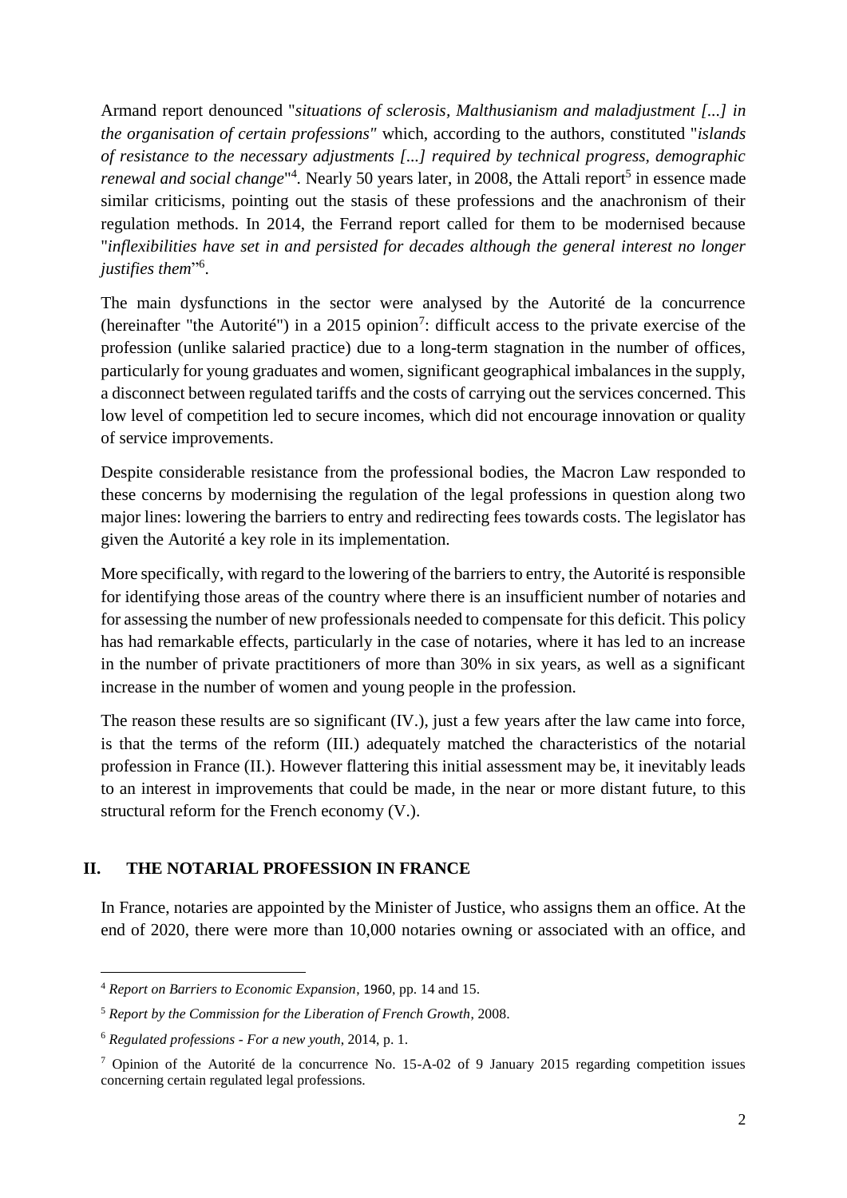Armand report denounced "*situations of sclerosis, Malthusianism and maladjustment [...] in the organisation of certain professions"* which, according to the authors, constituted "*islands of resistance to the necessary adjustments [...] required by technical progress, demographic renewal and social change*"[4]. Nearly 50 years later, in 2008, the Attali report[5] in essence made similar criticisms, pointing out the stasis of these professions and the anachronism of their regulation methods. In 2014, the Ferrand report called for them to be modernised because "*inflexibilities have set in and persisted for decades although the general interest no longer justifies them*"[6].

The main dysfunctions in the sector were analysed by the Autorité de la concurrence (hereinafter "the Autorité") in a 2015 opinion[7]: difficult access to the private exercise of the profession (unlike salaried practice) due to a long-term stagnation in the number of offices, particularly for young graduates and women, significant geographical imbalances in the supply, a disconnect between regulated tariffs and the costs of carrying out the services concerned. This low level of competition led to secure incomes, which did not encourage innovation or quality of service improvements.

Despite considerable resistance from the professional bodies, the Macron Law responded to these concerns by modernising the regulation of the legal professions in question along two major lines: lowering the barriers to entry and redirecting fees towards costs. The legislator has given the Autorité a key role in its implementation.

More specifically, with regard to the lowering of the barriers to entry, the Autorité is responsible for identifying those areas of the country where there is an insufficient number of notaries and for assessing the number of new professionals needed to compensate for this deficit. This policy has had remarkable effects, particularly in the case of notaries, where it has led to an increase in the number of private practitioners of more than 30% in six years, as well as a significant increase in the number of women and young people in the profession.

The reason these results are so significant (IV.), just a few years after the law came into force, is that the terms of the reform (III.) adequately matched the characteristics of the notarial profession in France (II.). However flattering this initial assessment may be, it inevitably leads to an interest in improvements that could be made, in the near or more distant future, to this structural reform for the French economy (V.).

## II. THE NOTARIAL PROFESSION IN FRANCE

In France, notaries are appointed by the Minister of Justice, who assigns them an office. At the end of 2020, there were more than 10,000 notaries owning or associated with an office, and

---

[4] *Report on Barriers to Economic Expansion*, 1960, pp. 14 and 15.

[5] *Report by the Commission for the Liberation of French Growth*, 2008.

[6] *Regulated professions - For a new youth*, 2014, p. 1.

[7] Opinion of the Autorité de la concurrence No. 15-A-02 of 9 January 2015 regarding competition issues concerning certain regulated legal professions.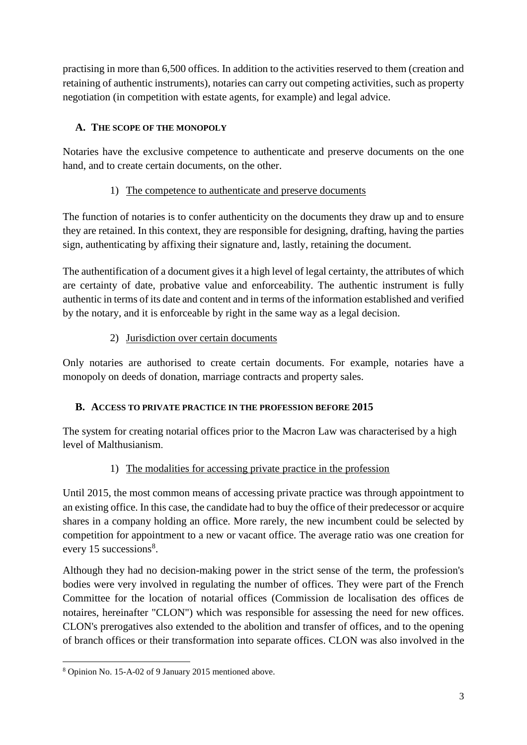practising in more than 6,500 offices. In addition to the activities reserved to them (creation and retaining of authentic instruments), notaries can carry out competing activities, such as property negotiation (in competition with estate agents, for example) and legal advice.

### A. THE SCOPE OF THE MONOPOLY

Notaries have the exclusive competence to authenticate and preserve documents on the one hand, and to create certain documents, on the other.

#### 1) The competence to authenticate and preserve documents

The function of notaries is to confer authenticity on the documents they draw up and to ensure they are retained. In this context, they are responsible for designing, drafting, having the parties sign, authenticating by affixing their signature and, lastly, retaining the document.

The authentification of a document gives it a high level of legal certainty, the attributes of which are certainty of date, probative value and enforceability. The authentic instrument is fully authentic in terms of its date and content and in terms of the information established and verified by the notary, and it is enforceable by right in the same way as a legal decision.

#### 2) Jurisdiction over certain documents

Only notaries are authorised to create certain documents. For example, notaries have a monopoly on deeds of donation, marriage contracts and property sales.

### B. ACCESS TO PRIVATE PRACTICE IN THE PROFESSION BEFORE 2015

The system for creating notarial offices prior to the Macron Law was characterised by a high level of Malthusianism.

#### 1) The modalities for accessing private practice in the profession

Until 2015, the most common means of accessing private practice was through appointment to an existing office. In this case, the candidate had to buy the office of their predecessor or acquire shares in a company holding an office. More rarely, the new incumbent could be selected by competition for appointment to a new or vacant office. The average ratio was one creation for every 15 successions[8].

Although they had no decision-making power in the strict sense of the term, the profession's bodies were very involved in regulating the number of offices. They were part of the French Committee for the location of notarial offices (Commission de localisation des offices de notaires, hereinafter "CLON") which was responsible for assessing the need for new offices. CLON's prerogatives also extended to the abolition and transfer of offices, and to the opening of branch offices or their transformation into separate offices. CLON was also involved in the

[8] Opinion No. 15-A-02 of 9 January 2015 mentioned above.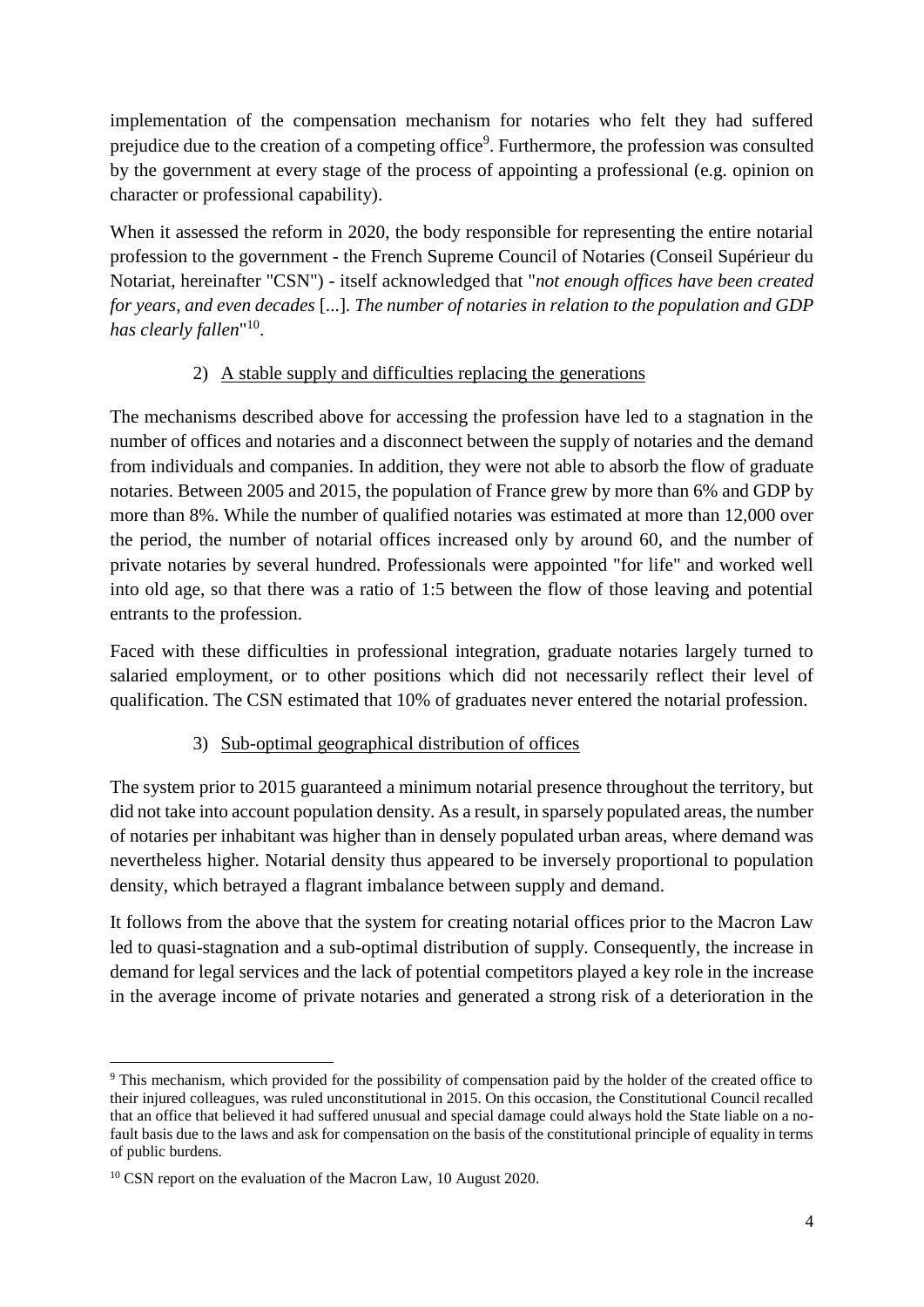implementation of the compensation mechanism for notaries who felt they had suffered prejudice due to the creation of a competing office[9]. Furthermore, the profession was consulted by the government at every stage of the process of appointing a professional (e.g. opinion on character or professional capability).

When it assessed the reform in 2020, the body responsible for representing the entire notarial profession to the government - the French Supreme Council of Notaries (Conseil Supérieur du Notariat, hereinafter "CSN") - itself acknowledged that "*not enough offices have been created for years, and even decades* [...]. *The number of notaries in relation to the population and GDP has clearly fallen*"[10].

### 2) A stable supply and difficulties replacing the generations

The mechanisms described above for accessing the profession have led to a stagnation in the number of offices and notaries and a disconnect between the supply of notaries and the demand from individuals and companies. In addition, they were not able to absorb the flow of graduate notaries. Between 2005 and 2015, the population of France grew by more than 6% and GDP by more than 8%. While the number of qualified notaries was estimated at more than 12,000 over the period, the number of notarial offices increased only by around 60, and the number of private notaries by several hundred. Professionals were appointed "for life" and worked well into old age, so that there was a ratio of 1:5 between the flow of those leaving and potential entrants to the profession.

Faced with these difficulties in professional integration, graduate notaries largely turned to salaried employment, or to other positions which did not necessarily reflect their level of qualification. The CSN estimated that 10% of graduates never entered the notarial profession.

### 3) Sub-optimal geographical distribution of offices

The system prior to 2015 guaranteed a minimum notarial presence throughout the territory, but did not take into account population density. As a result, in sparsely populated areas, the number of notaries per inhabitant was higher than in densely populated urban areas, where demand was nevertheless higher. Notarial density thus appeared to be inversely proportional to population density, which betrayed a flagrant imbalance between supply and demand.

It follows from the above that the system for creating notarial offices prior to the Macron Law led to quasi-stagnation and a sub-optimal distribution of supply. Consequently, the increase in demand for legal services and the lack of potential competitors played a key role in the increase in the average income of private notaries and generated a strong risk of a deterioration in the

---

[9] This mechanism, which provided for the possibility of compensation paid by the holder of the created office to their injured colleagues, was ruled unconstitutional in 2015. On this occasion, the Constitutional Council recalled that an office that believed it had suffered unusual and special damage could always hold the State liable on a no-fault basis due to the laws and ask for compensation on the basis of the constitutional principle of equality in terms of public burdens.

[10] CSN report on the evaluation of the Macron Law, 10 August 2020.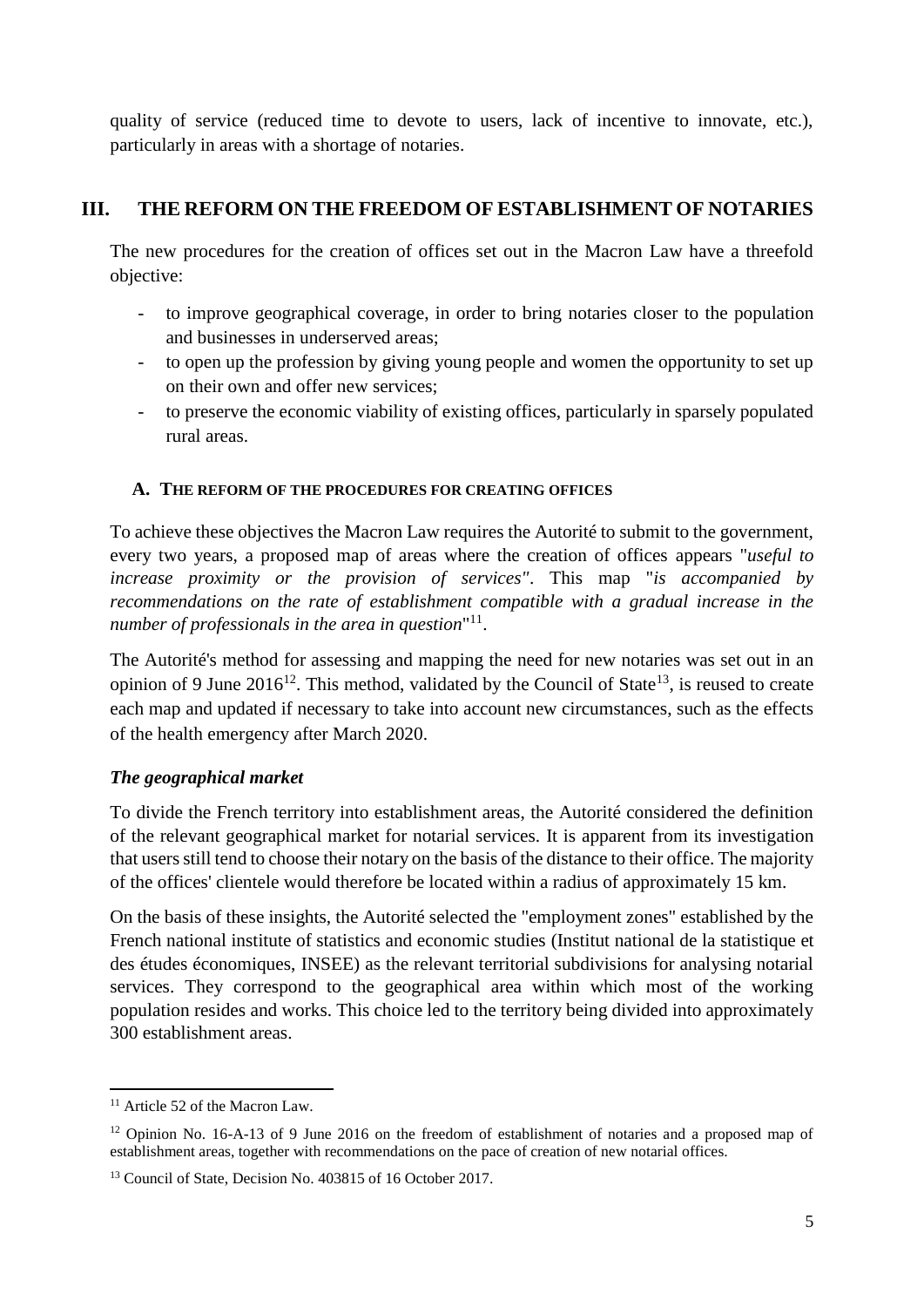quality of service (reduced time to devote to users, lack of incentive to innovate, etc.), particularly in areas with a shortage of notaries.

## III. THE REFORM ON THE FREEDOM OF ESTABLISHMENT OF NOTARIES

The new procedures for the creation of offices set out in the Macron Law have a threefold objective:

- to improve geographical coverage, in order to bring notaries closer to the population and businesses in underserved areas;
- to open up the profession by giving young people and women the opportunity to set up on their own and offer new services;
- to preserve the economic viability of existing offices, particularly in sparsely populated rural areas.

### A. THE REFORM OF THE PROCEDURES FOR CREATING OFFICES

To achieve these objectives the Macron Law requires the Autorité to submit to the government, every two years, a proposed map of areas where the creation of offices appears "*useful to increase proximity or the provision of services"*. This map "*is accompanied by recommendations on the rate of establishment compatible with a gradual increase in the number of professionals in the area in question*"[11].

The Autorité's method for assessing and mapping the need for new notaries was set out in an opinion of 9 June 2016[12]. This method, validated by the Council of State[13], is reused to create each map and updated if necessary to take into account new circumstances, such as the effects of the health emergency after March 2020.

#### *The geographical market*

To divide the French territory into establishment areas, the Autorité considered the definition of the relevant geographical market for notarial services. It is apparent from its investigation that users still tend to choose their notary on the basis of the distance to their office. The majority of the offices' clientele would therefore be located within a radius of approximately 15 km.

On the basis of these insights, the Autorité selected the "employment zones" established by the French national institute of statistics and economic studies (Institut national de la statistique et des études économiques, INSEE) as the relevant territorial subdivisions for analysing notarial services. They correspond to the geographical area within which most of the working population resides and works. This choice led to the territory being divided into approximately 300 establishment areas.

---

[11] Article 52 of the Macron Law.

[12] Opinion No. 16-A-13 of 9 June 2016 on the freedom of establishment of notaries and a proposed map of establishment areas, together with recommendations on the pace of creation of new notarial offices.

[13] Council of State, Decision No. 403815 of 16 October 2017.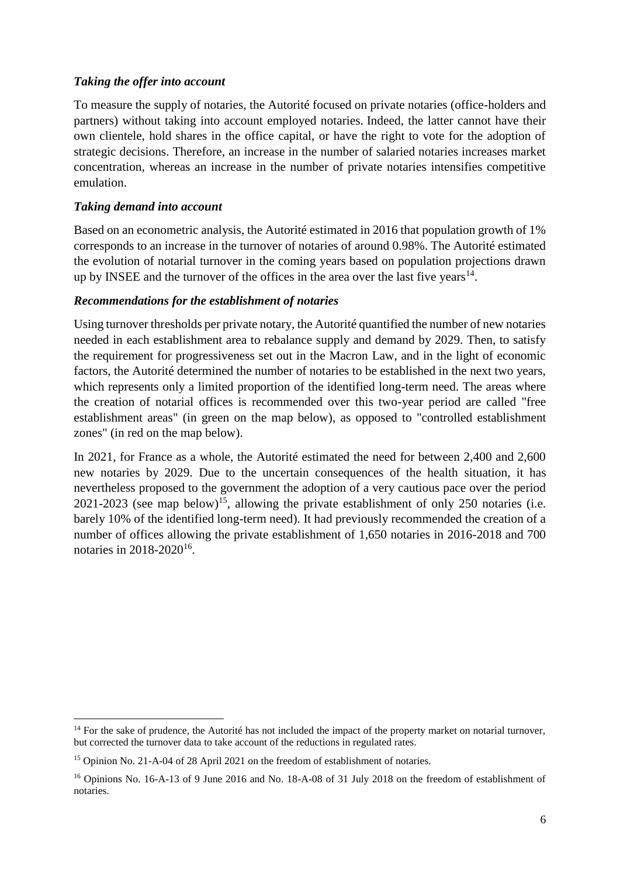***Taking the offer into account***

To measure the supply of notaries, the Autorité focused on private notaries (office-holders and partners) without taking into account employed notaries. Indeed, the latter cannot have their own clientele, hold shares in the office capital, or have the right to vote for the adoption of strategic decisions. Therefore, an increase in the number of salaried notaries increases market concentration, whereas an increase in the number of private notaries intensifies competitive emulation.

***Taking demand into account***

Based on an econometric analysis, the Autorité estimated in 2016 that population growth of 1% corresponds to an increase in the turnover of notaries of around 0.98%. The Autorité estimated the evolution of notarial turnover in the coming years based on population projections drawn up by INSEE and the turnover of the offices in the area over the last five years[14].

***Recommendations for the establishment of notaries***

Using turnover thresholds per private notary, the Autorité quantified the number of new notaries needed in each establishment area to rebalance supply and demand by 2029. Then, to satisfy the requirement for progressiveness set out in the Macron Law, and in the light of economic factors, the Autorité determined the number of notaries to be established in the next two years, which represents only a limited proportion of the identified long-term need. The areas where the creation of notarial offices is recommended over this two-year period are called "free establishment areas" (in green on the map below), as opposed to "controlled establishment zones" (in red on the map below).

In 2021, for France as a whole, the Autorité estimated the need for between 2,400 and 2,600 new notaries by 2029. Due to the uncertain consequences of the health situation, it has nevertheless proposed to the government the adoption of a very cautious pace over the period 2021-2023 (see map below)[15], allowing the private establishment of only 250 notaries (i.e. barely 10% of the identified long-term need). It had previously recommended the creation of a number of offices allowing the private establishment of 1,650 notaries in 2016-2018 and 700 notaries in 2018-2020[16].

[14] For the sake of prudence, the Autorité has not included the impact of the property market on notarial turnover, but corrected the turnover data to take account of the reductions in regulated rates.

[15] Opinion No. 21-A-04 of 28 April 2021 on the freedom of establishment of notaries.

[16] Opinions No. 16-A-13 of 9 June 2016 and No. 18-A-08 of 31 July 2018 on the freedom of establishment of notaries.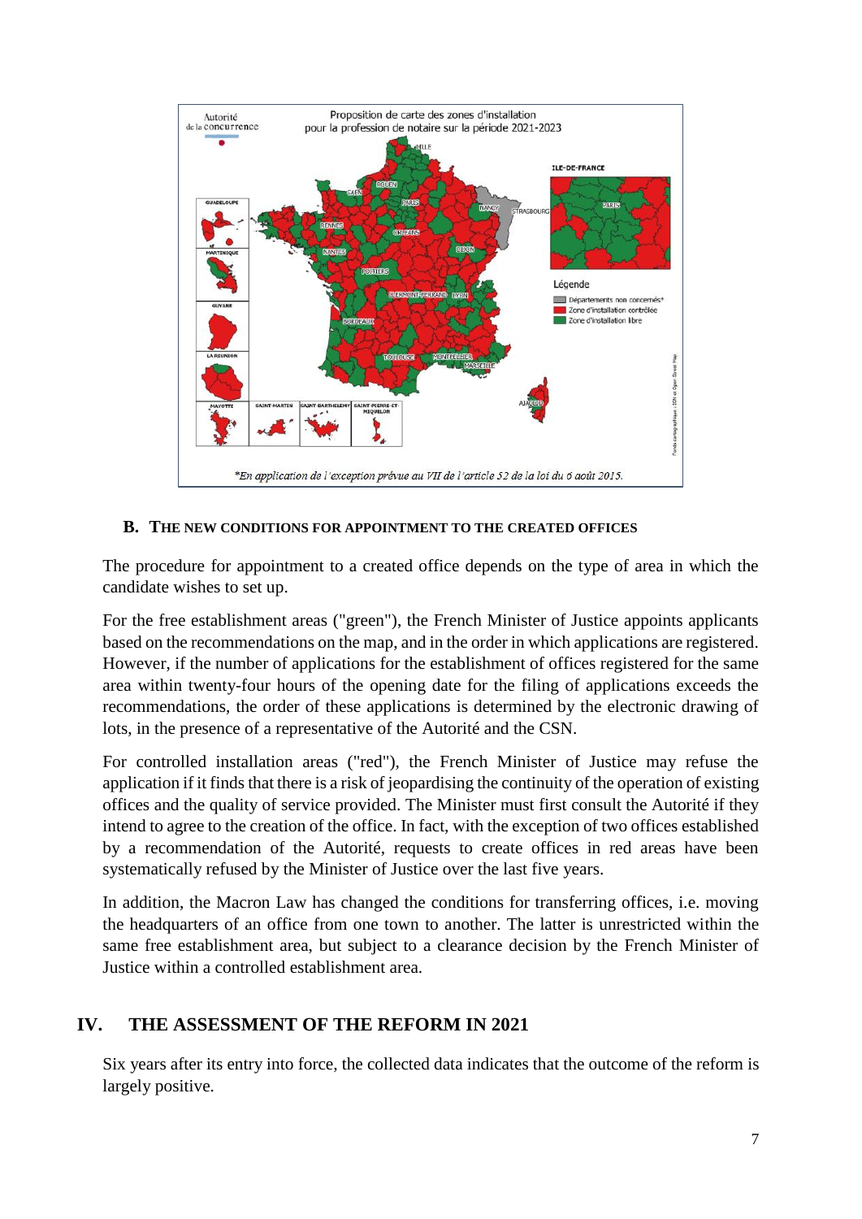Autorité de la concurrence

Proposition de carte des zones d'installation pour la profession de notaire sur la période 2021-2023

ILE-DE-FRANCE

Légende

Départements non concernés*

Zone d'installation contrôlée

Zone d'installation libre

*En application de l'exception prévue au VII de l'article 52 de la loi du 6 août 2015.

### B. THE NEW CONDITIONS FOR APPOINTMENT TO THE CREATED OFFICES

The procedure for appointment to a created office depends on the type of area in which the candidate wishes to set up.

For the free establishment areas ("green"), the French Minister of Justice appoints applicants based on the recommendations on the map, and in the order in which applications are registered. However, if the number of applications for the establishment of offices registered for the same area within twenty-four hours of the opening date for the filing of applications exceeds the recommendations, the order of these applications is determined by the electronic drawing of lots, in the presence of a representative of the Autorité and the CSN.

For controlled installation areas ("red"), the French Minister of Justice may refuse the application if it finds that there is a risk of jeopardising the continuity of the operation of existing offices and the quality of service provided. The Minister must first consult the Autorité if they intend to agree to the creation of the office. In fact, with the exception of two offices established by a recommendation of the Autorité, requests to create offices in red areas have been systematically refused by the Minister of Justice over the last five years.

In addition, the Macron Law has changed the conditions for transferring offices, i.e. moving the headquarters of an office from one town to another. The latter is unrestricted within the same free establishment area, but subject to a clearance decision by the French Minister of Justice within a controlled establishment area.

## IV. THE ASSESSMENT OF THE REFORM IN 2021

Six years after its entry into force, the collected data indicates that the outcome of the reform is largely positive.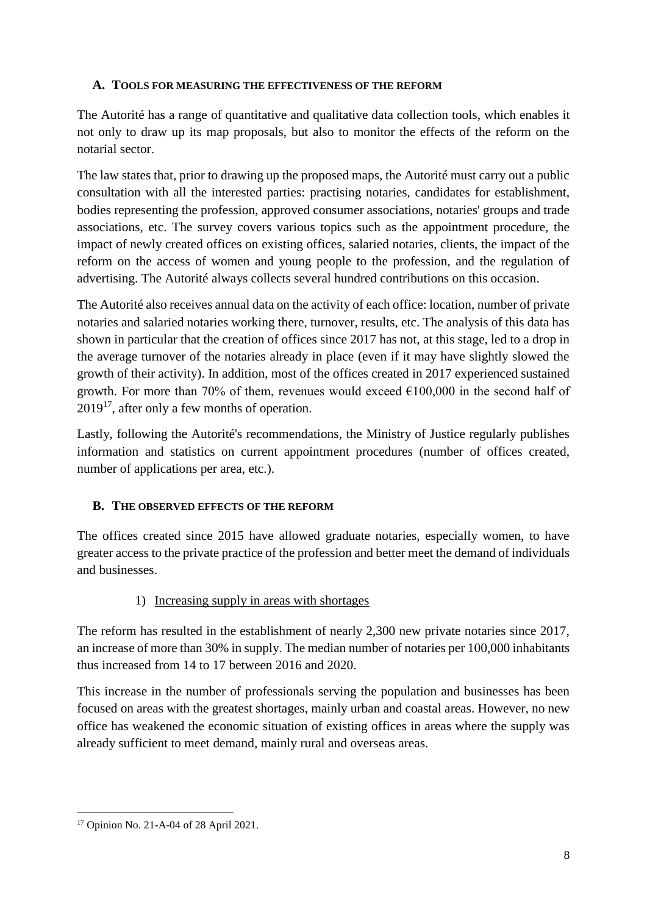### A. Tools for measuring the effectiveness of the reform

The Autorité has a range of quantitative and qualitative data collection tools, which enables it not only to draw up its map proposals, but also to monitor the effects of the reform on the notarial sector.

The law states that, prior to drawing up the proposed maps, the Autorité must carry out a public consultation with all the interested parties: practising notaries, candidates for establishment, bodies representing the profession, approved consumer associations, notaries' groups and trade associations, etc. The survey covers various topics such as the appointment procedure, the impact of newly created offices on existing offices, salaried notaries, clients, the impact of the reform on the access of women and young people to the profession, and the regulation of advertising. The Autorité always collects several hundred contributions on this occasion.

The Autorité also receives annual data on the activity of each office: location, number of private notaries and salaried notaries working there, turnover, results, etc. The analysis of this data has shown in particular that the creation of offices since 2017 has not, at this stage, led to a drop in the average turnover of the notaries already in place (even if it may have slightly slowed the growth of their activity). In addition, most of the offices created in 2017 experienced sustained growth. For more than 70% of them, revenues would exceed €100,000 in the second half of 2019[17], after only a few months of operation.

Lastly, following the Autorité's recommendations, the Ministry of Justice regularly publishes information and statistics on current appointment procedures (number of offices created, number of applications per area, etc.).

### B. The observed effects of the reform

The offices created since 2015 have allowed graduate notaries, especially women, to have greater access to the private practice of the profession and better meet the demand of individuals and businesses.

#### 1) Increasing supply in areas with shortages

The reform has resulted in the establishment of nearly 2,300 new private notaries since 2017, an increase of more than 30% in supply. The median number of notaries per 100,000 inhabitants thus increased from 14 to 17 between 2016 and 2020.

This increase in the number of professionals serving the population and businesses has been focused on areas with the greatest shortages, mainly urban and coastal areas. However, no new office has weakened the economic situation of existing offices in areas where the supply was already sufficient to meet demand, mainly rural and overseas areas.

[17] Opinion No. 21-A-04 of 28 April 2021.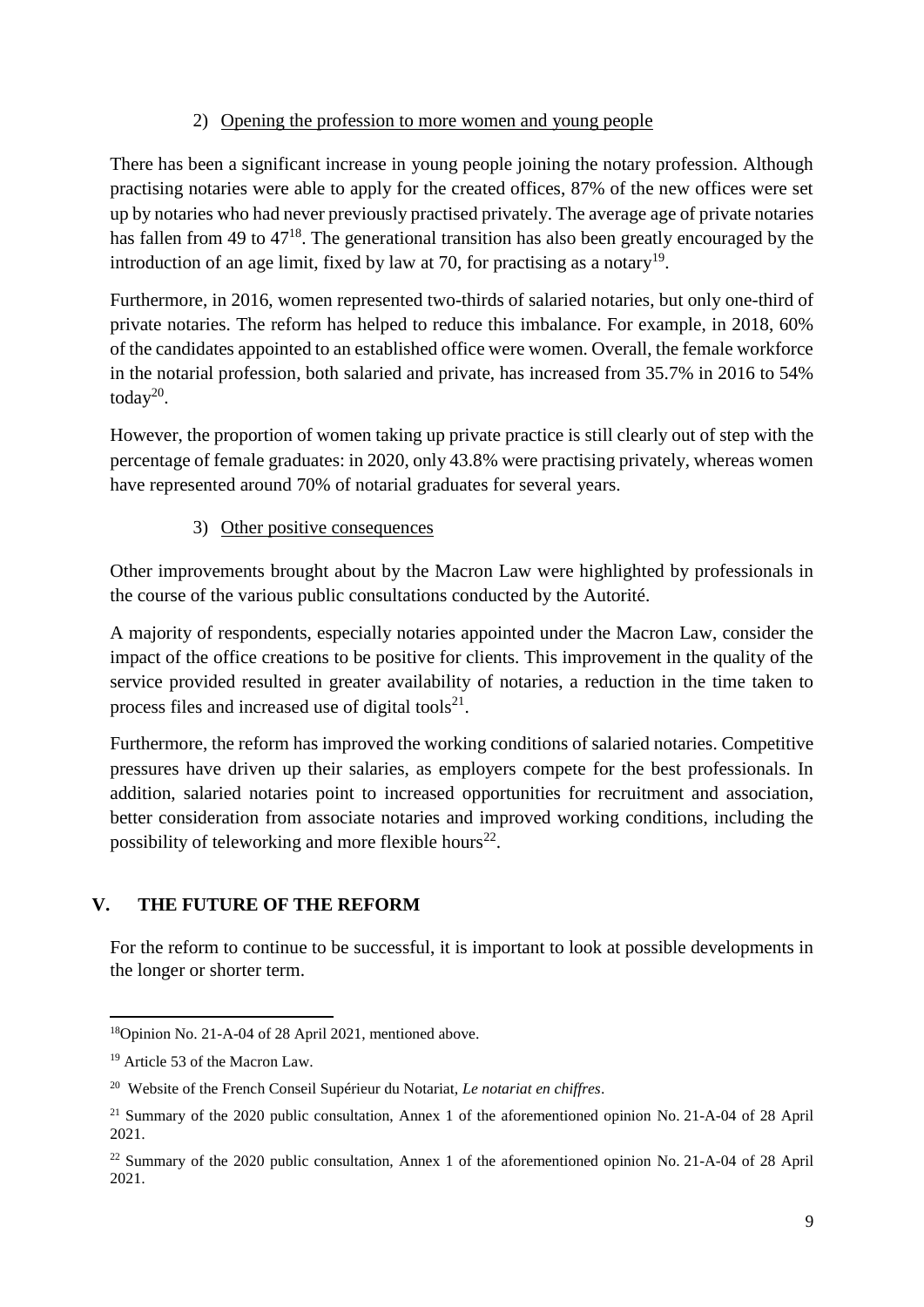### 2) Opening the profession to more women and young people

There has been a significant increase in young people joining the notary profession. Although practising notaries were able to apply for the created offices, 87% of the new offices were set up by notaries who had never previously practised privately. The average age of private notaries has fallen from 49 to 47[18]. The generational transition has also been greatly encouraged by the introduction of an age limit, fixed by law at 70, for practising as a notary[19].

Furthermore, in 2016, women represented two-thirds of salaried notaries, but only one-third of private notaries. The reform has helped to reduce this imbalance. For example, in 2018, 60% of the candidates appointed to an established office were women. Overall, the female workforce in the notarial profession, both salaried and private, has increased from 35.7% in 2016 to 54% today[20].

However, the proportion of women taking up private practice is still clearly out of step with the percentage of female graduates: in 2020, only 43.8% were practising privately, whereas women have represented around 70% of notarial graduates for several years.

### 3) Other positive consequences

Other improvements brought about by the Macron Law were highlighted by professionals in the course of the various public consultations conducted by the Autorité.

A majority of respondents, especially notaries appointed under the Macron Law, consider the impact of the office creations to be positive for clients. This improvement in the quality of the service provided resulted in greater availability of notaries, a reduction in the time taken to process files and increased use of digital tools[21].

Furthermore, the reform has improved the working conditions of salaried notaries. Competitive pressures have driven up their salaries, as employers compete for the best professionals. In addition, salaried notaries point to increased opportunities for recruitment and association, better consideration from associate notaries and improved working conditions, including the possibility of teleworking and more flexible hours[22].

## V. THE FUTURE OF THE REFORM

For the reform to continue to be successful, it is important to look at possible developments in the longer or shorter term.

---

[18] Opinion No. 21-A-04 of 28 April 2021, mentioned above.

[19] Article 53 of the Macron Law.

[20] Website of the French Conseil Supérieur du Notariat, *Le notariat en chiffres*.

[21] Summary of the 2020 public consultation, Annex 1 of the aforementioned opinion No. 21-A-04 of 28 April 2021.

[22] Summary of the 2020 public consultation, Annex 1 of the aforementioned opinion No. 21-A-04 of 28 April 2021.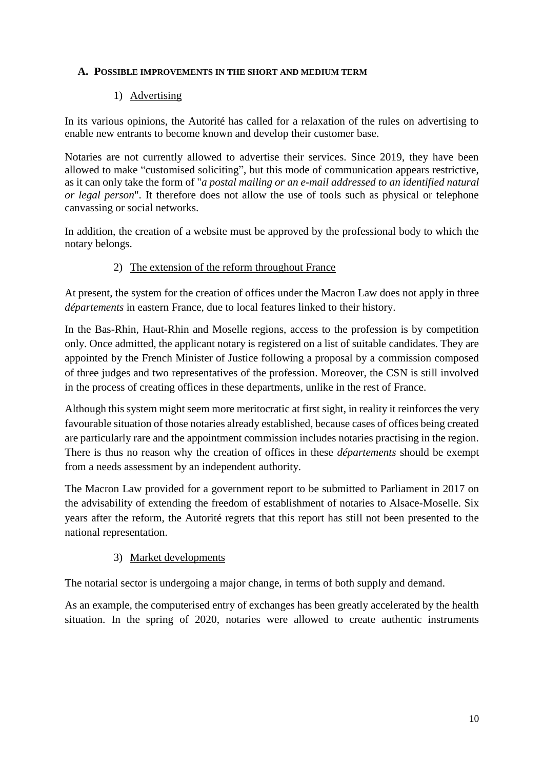## A. Possible improvements in the short and medium term

### 1) Advertising

In its various opinions, the Autorité has called for a relaxation of the rules on advertising to enable new entrants to become known and develop their customer base.

Notaries are not currently allowed to advertise their services. Since 2019, they have been allowed to make "customised soliciting", but this mode of communication appears restrictive, as it can only take the form of "*a postal mailing or an e-mail addressed to an identified natural or legal person*". It therefore does not allow the use of tools such as physical or telephone canvassing or social networks.

In addition, the creation of a website must be approved by the professional body to which the notary belongs.

### 2) The extension of the reform throughout France

At present, the system for the creation of offices under the Macron Law does not apply in three *départements* in eastern France, due to local features linked to their history.

In the Bas-Rhin, Haut-Rhin and Moselle regions, access to the profession is by competition only. Once admitted, the applicant notary is registered on a list of suitable candidates. They are appointed by the French Minister of Justice following a proposal by a commission composed of three judges and two representatives of the profession. Moreover, the CSN is still involved in the process of creating offices in these departments, unlike in the rest of France.

Although this system might seem more meritocratic at first sight, in reality it reinforces the very favourable situation of those notaries already established, because cases of offices being created are particularly rare and the appointment commission includes notaries practising in the region. There is thus no reason why the creation of offices in these *départements* should be exempt from a needs assessment by an independent authority.

The Macron Law provided for a government report to be submitted to Parliament in 2017 on the advisability of extending the freedom of establishment of notaries to Alsace-Moselle. Six years after the reform, the Autorité regrets that this report has still not been presented to the national representation.

### 3) Market developments

The notarial sector is undergoing a major change, in terms of both supply and demand.

As an example, the computerised entry of exchanges has been greatly accelerated by the health situation. In the spring of 2020, notaries were allowed to create authentic instruments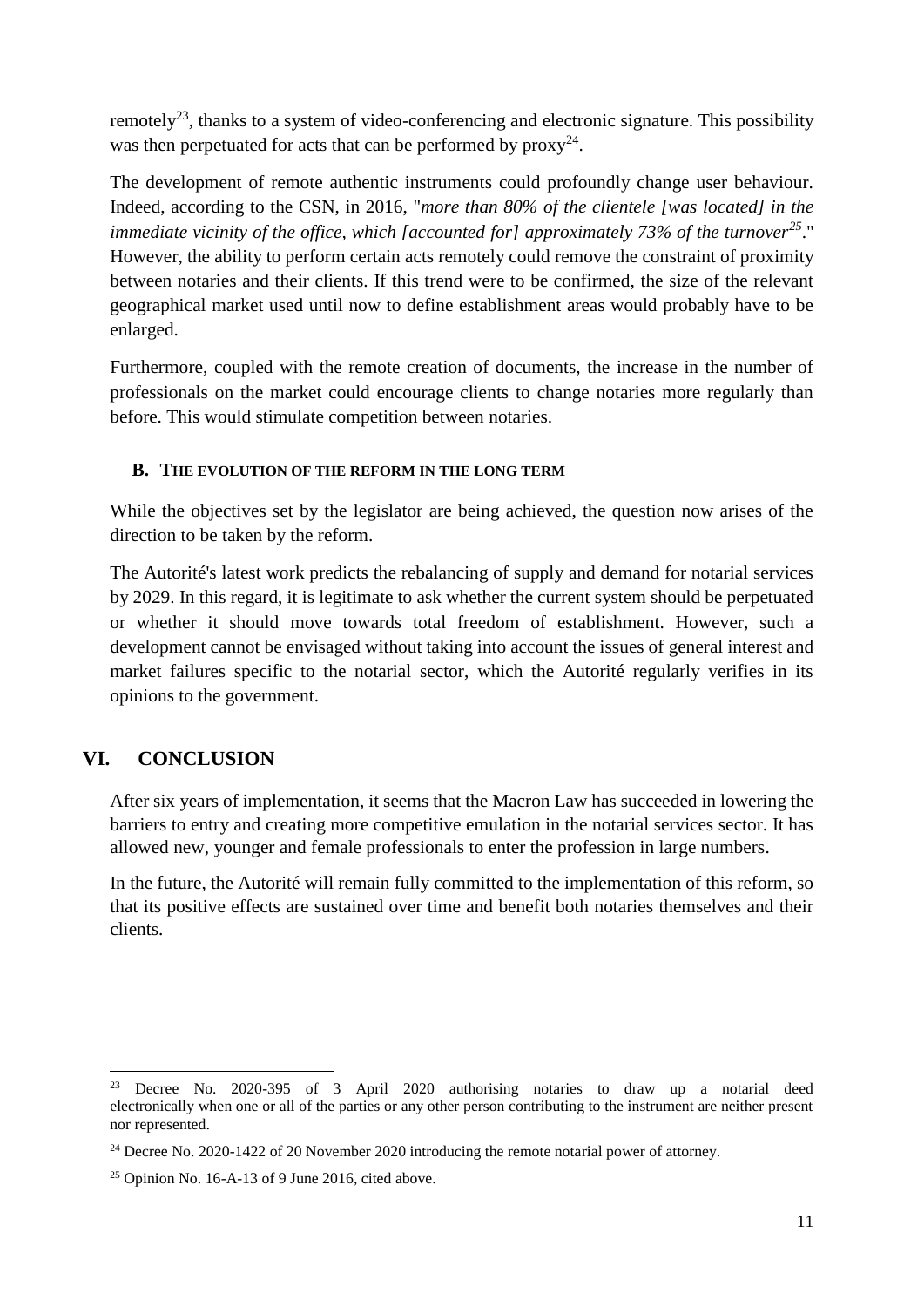remotely[23], thanks to a system of video-conferencing and electronic signature. This possibility was then perpetuated for acts that can be performed by proxy[24].

The development of remote authentic instruments could profoundly change user behaviour. Indeed, according to the CSN, in 2016, "*more than 80% of the clientele [was located] in the immediate vicinity of the office, which [accounted for] approximately 73% of the turnover*[25]." However, the ability to perform certain acts remotely could remove the constraint of proximity between notaries and their clients. If this trend were to be confirmed, the size of the relevant geographical market used until now to define establishment areas would probably have to be enlarged.

Furthermore, coupled with the remote creation of documents, the increase in the number of professionals on the market could encourage clients to change notaries more regularly than before. This would stimulate competition between notaries.

### B. The evolution of the reform in the long term

While the objectives set by the legislator are being achieved, the question now arises of the direction to be taken by the reform.

The Autorité's latest work predicts the rebalancing of supply and demand for notarial services by 2029. In this regard, it is legitimate to ask whether the current system should be perpetuated or whether it should move towards total freedom of establishment. However, such a development cannot be envisaged without taking into account the issues of general interest and market failures specific to the notarial sector, which the Autorité regularly verifies in its opinions to the government.

## VI. CONCLUSION

After six years of implementation, it seems that the Macron Law has succeeded in lowering the barriers to entry and creating more competitive emulation in the notarial services sector. It has allowed new, younger and female professionals to enter the profession in large numbers.

In the future, the Autorité will remain fully committed to the implementation of this reform, so that its positive effects are sustained over time and benefit both notaries themselves and their clients.

---

[23] Decree No. 2020-395 of 3 April 2020 authorising notaries to draw up a notarial deed electronically when one or all of the parties or any other person contributing to the instrument are neither present nor represented.

[24] Decree No. 2020-1422 of 20 November 2020 introducing the remote notarial power of attorney.

[25] Opinion No. 16-A-13 of 9 June 2016, cited above.